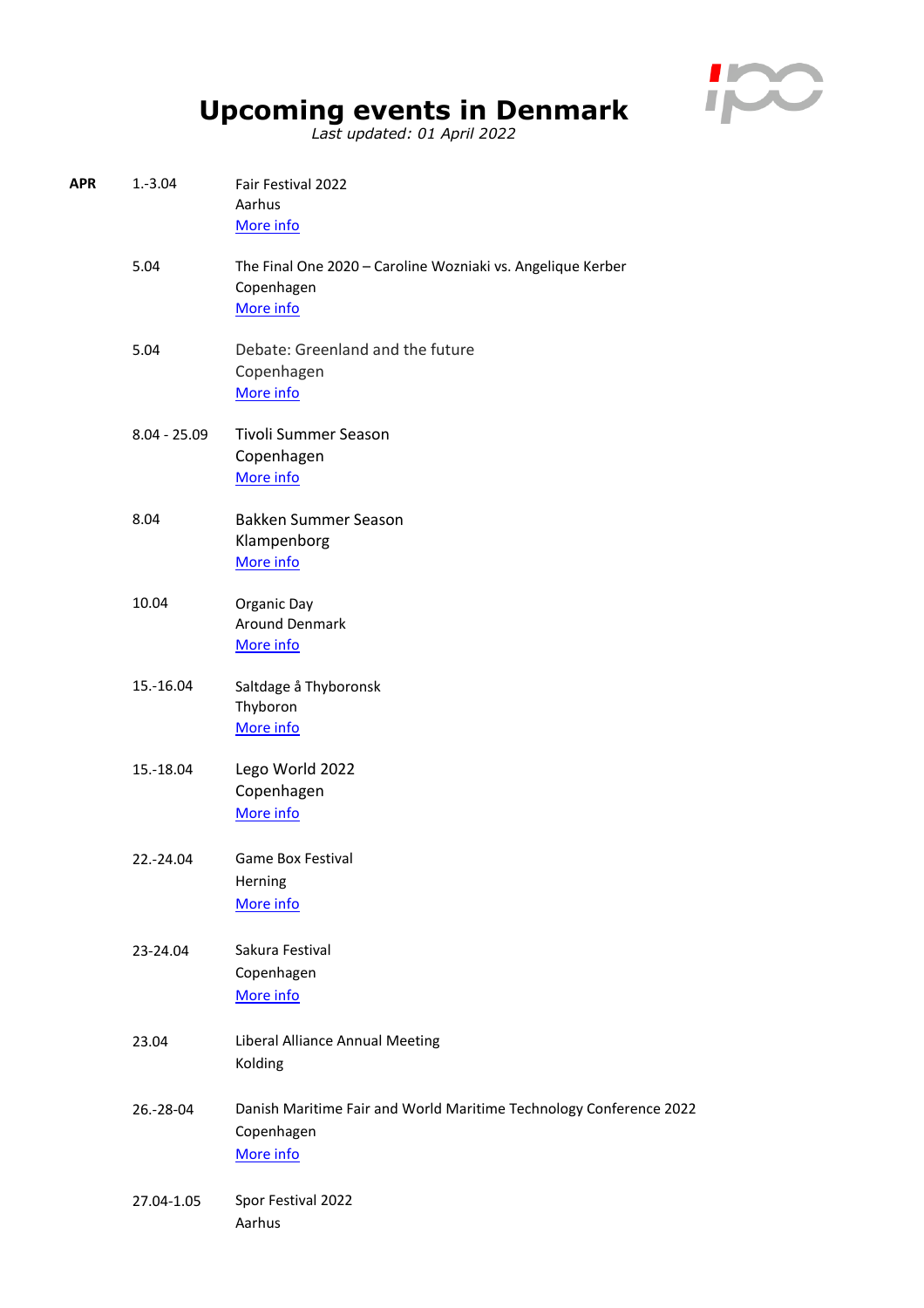# Upcoming events in Denmark

*Last updated: 01 April 2022*

| | | |
|---|---|---|
| **APR** | 1.-3.04 | Fair Festival 2022<br>Aarhus<br>More info |
| | 5.04 | The Final One 2020 – Caroline Wozniaki vs. Angelique Kerber<br>Copenhagen<br>More info |
| | 5.04 | Debate: Greenland and the future<br>Copenhagen<br>More info |
| | 8.04 - 25.09 | Tivoli Summer Season<br>Copenhagen<br>More info |
| | 8.04 | Bakken Summer Season<br>Klampenborg<br>More info |
| | 10.04 | Organic Day<br>Around Denmark<br>More info |
| | 15.-16.04 | Saltdage å Thyboronsk<br>Thyboron<br>More info |
| | 15.-18.04 | Lego World 2022<br>Copenhagen<br>More info |
| | 22.-24.04 | Game Box Festival<br>Herning<br>More info |
| | 23-24.04 | Sakura Festival<br>Copenhagen<br>More info |
| | 23.04 | Liberal Alliance Annual Meeting<br>Kolding |
| | 26.-28-04 | Danish Maritime Fair and World Maritime Technology Conference 2022<br>Copenhagen<br>More info |
| | 27.04-1.05 | Spor Festival 2022<br>Aarhus |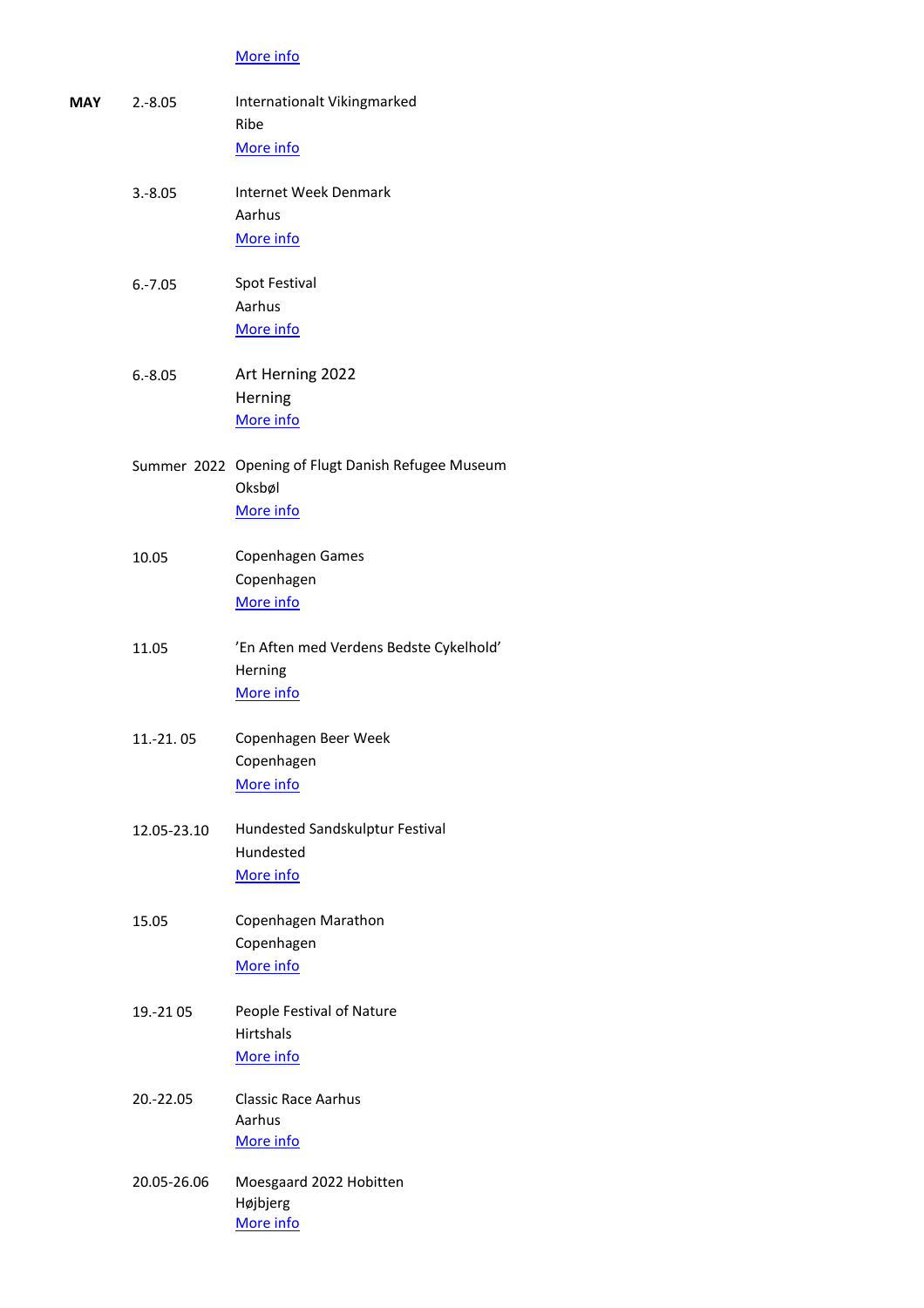More info

| | | |
|---|---|---|
| **MAY** | 2.-8.05 | Internationalt Vikingmarked<br>Ribe<br>More info |
| | 3.-8.05 | Internet Week Denmark<br>Aarhus<br>More info |
| | 6.-7.05 | Spot Festival<br>Aarhus<br>More info |
| | 6.-8.05 | Art Herning 2022<br>Herning<br>More info |
| | Summer 2022 | Opening of Flugt Danish Refugee Museum<br>Oksbøl<br>More info |
| | 10.05 | Copenhagen Games<br>Copenhagen<br>More info |
| | 11.05 | 'En Aften med Verdens Bedste Cykelhold'<br>Herning<br>More info |
| | 11.-21. 05 | Copenhagen Beer Week<br>Copenhagen<br>More info |
| | 12.05-23.10 | Hundested Sandskulptur Festival<br>Hundested<br>More info |
| | 15.05 | Copenhagen Marathon<br>Copenhagen<br>More info |
| | 19.-21 05 | People Festival of Nature<br>Hirtshals<br>More info |
| | 20.-22.05 | Classic Race Aarhus<br>Aarhus<br>More info |
| | 20.05-26.06 | Moesgaard 2022 Hobitten<br>Højbjerg<br>More info |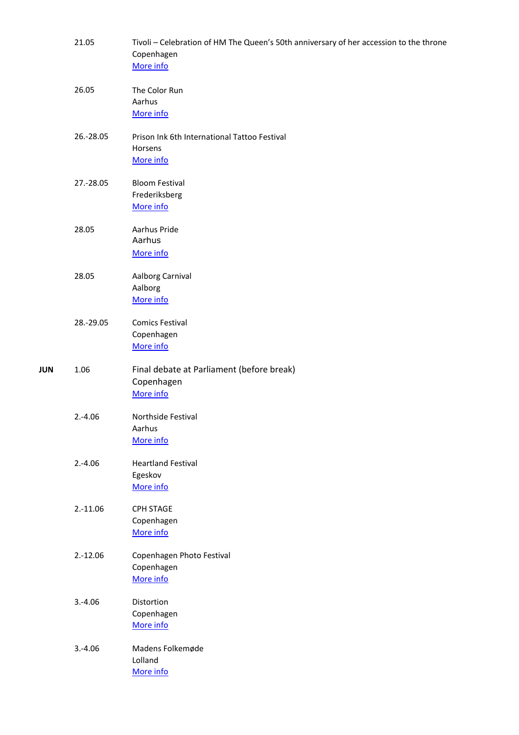| | | |
|---|---|---|
| | 21.05 | Tivoli – Celebration of HM The Queen's 50th anniversary of her accession to the throne<br>Copenhagen<br>[More info] |
| | 26.05 | The Color Run<br>Aarhus<br>[More info] |
| | 26.-28.05 | Prison Ink 6th International Tattoo Festival<br>Horsens<br>[More info] |
| | 27.-28.05 | Bloom Festival<br>Frederiksberg<br>[More info] |
| | 28.05 | Aarhus Pride<br>Aarhus<br>[More info] |
| | 28.05 | Aalborg Carnival<br>Aalborg<br>[More info] |
| | 28.-29.05 | Comics Festival<br>Copenhagen<br>[More info] |
| **JUN** | 1.06 | Final debate at Parliament (before break)<br>Copenhagen<br>[More info] |
| | 2.-4.06 | Northside Festival<br>Aarhus<br>[More info] |
| | 2.-4.06 | Heartland Festival<br>Egeskov<br>[More info] |
| | 2.-11.06 | CPH STAGE<br>Copenhagen<br>[More info] |
| | 2.-12.06 | Copenhagen Photo Festival<br>Copenhagen<br>[More info] |
| | 3.-4.06 | Distortion<br>Copenhagen<br>[More info] |
| | 3.-4.06 | Madens Folkemøde<br>Lolland<br>[More info] |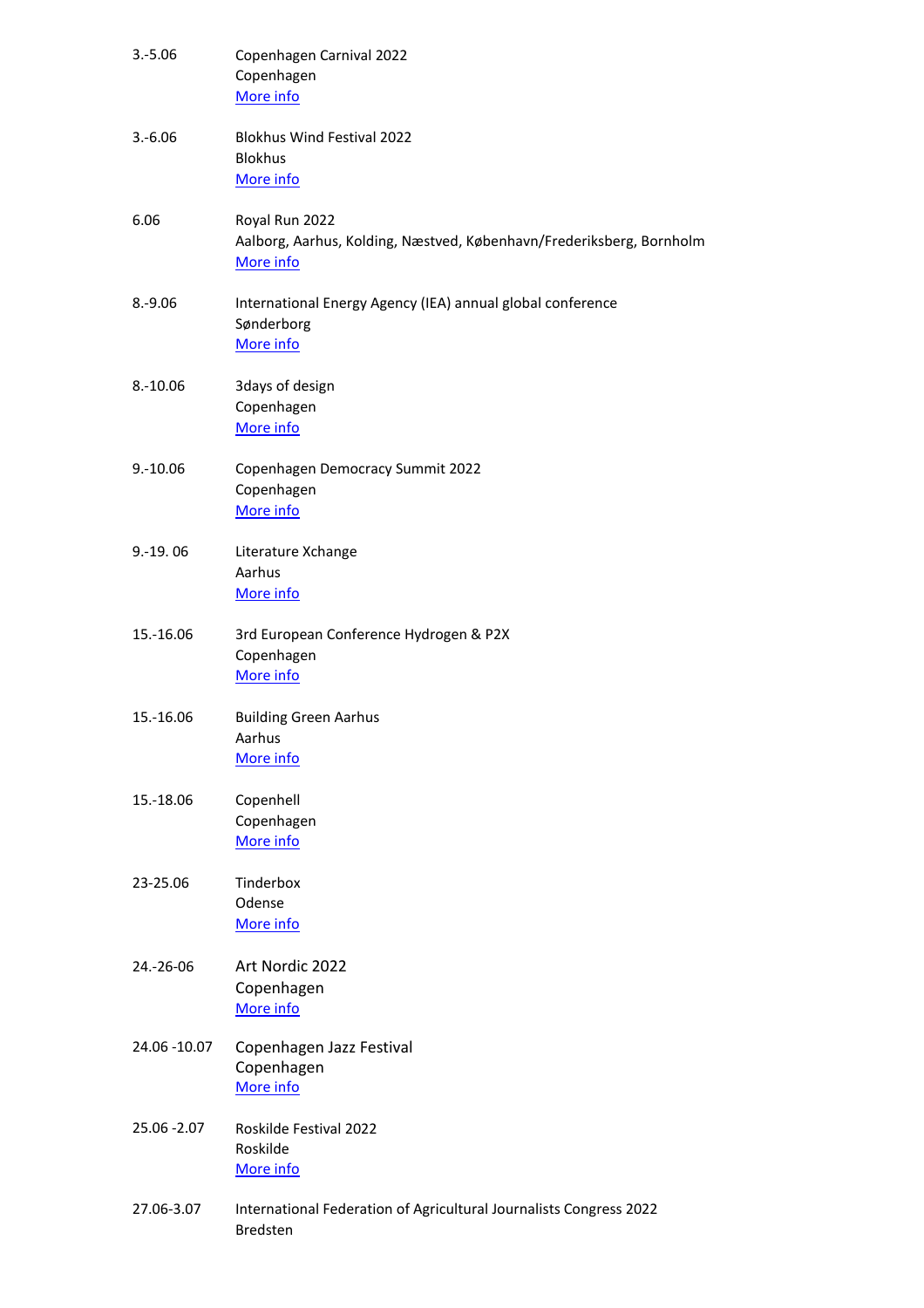| | |
|---|---|
| 3.-5.06 | Copenhagen Carnival 2022<br>Copenhagen<br>More info |
| 3.-6.06 | Blokhus Wind Festival 2022<br>Blokhus<br>More info |
| 6.06 | Royal Run 2022<br>Aalborg, Aarhus, Kolding, Næstved, København/Frederiksberg, Bornholm<br>More info |
| 8.-9.06 | International Energy Agency (IEA) annual global conference<br>Sønderborg<br>More info |
| 8.-10.06 | 3days of design<br>Copenhagen<br>More info |
| 9.-10.06 | Copenhagen Democracy Summit 2022<br>Copenhagen<br>More info |
| 9.-19. 06 | Literature Xchange<br>Aarhus<br>More info |
| 15.-16.06 | 3rd European Conference Hydrogen & P2X<br>Copenhagen<br>More info |
| 15.-16.06 | Building Green Aarhus<br>Aarhus<br>More info |
| 15.-18.06 | Copenhell<br>Copenhagen<br>More info |
| 23-25.06 | Tinderbox<br>Odense<br>More info |
| 24.-26-06 | Art Nordic 2022<br>Copenhagen<br>More info |
| 24.06 -10.07 | Copenhagen Jazz Festival<br>Copenhagen<br>More info |
| 25.06 -2.07 | Roskilde Festival 2022<br>Roskilde<br>More info |
| 27.06-3.07 | International Federation of Agricultural Journalists Congress 2022<br>Bredsten |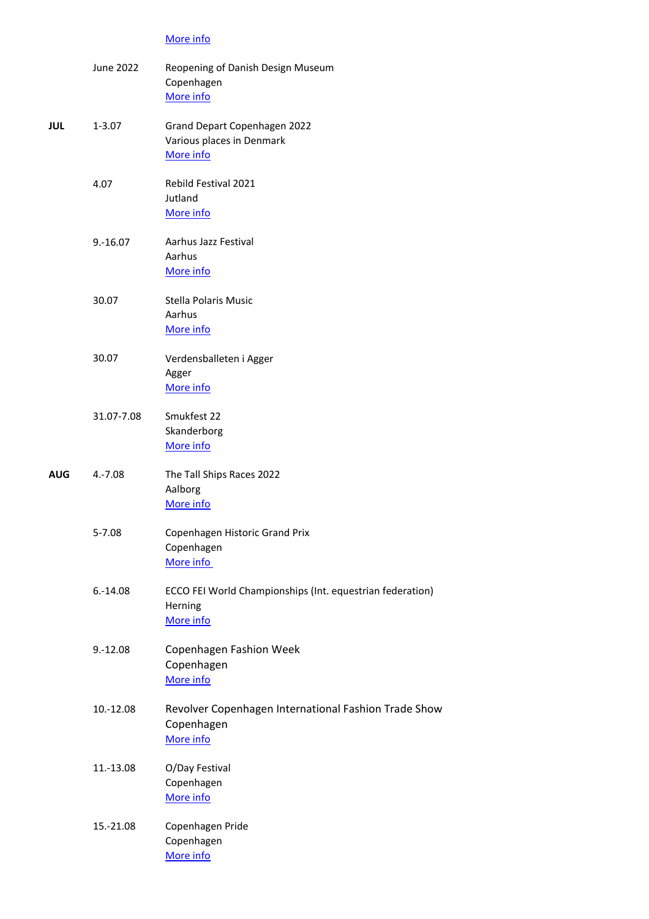[More info]()

| | | |
|---|---|---|
| | June 2022 | Reopening of Danish Design Museum<br>Copenhagen<br>[More info]() |
| **JUL** | 1-3.07 | Grand Depart Copenhagen 2022<br>Various places in Denmark<br>[More info]() |
| | 4.07 | Rebild Festival 2021<br>Jutland<br>[More info]() |
| | 9.-16.07 | Aarhus Jazz Festival<br>Aarhus<br>[More info]() |
| | 30.07 | Stella Polaris Music<br>Aarhus<br>[More info]() |
| | 30.07 | Verdensballeten i Agger<br>Agger<br>[More info]() |
| | 31.07-7.08 | Smukfest 22<br>Skanderborg<br>[More info]() |
| **AUG** | 4.-7.08 | The Tall Ships Races 2022<br>Aalborg<br>[More info]() |
| | 5-7.08 | Copenhagen Historic Grand Prix<br>Copenhagen<br>[More info]() |
| | 6.-14.08 | ECCO FEI World Championships (Int. equestrian federation)<br>Herning<br>[More info]() |
| | 9.-12.08 | Copenhagen Fashion Week<br>Copenhagen<br>[More info]() |
| | 10.-12.08 | Revolver Copenhagen International Fashion Trade Show<br>Copenhagen<br>[More info]() |
| | 11.-13.08 | O/Day Festival<br>Copenhagen<br>[More info]() |
| | 15.-21.08 | Copenhagen Pride<br>Copenhagen<br>[More info]() |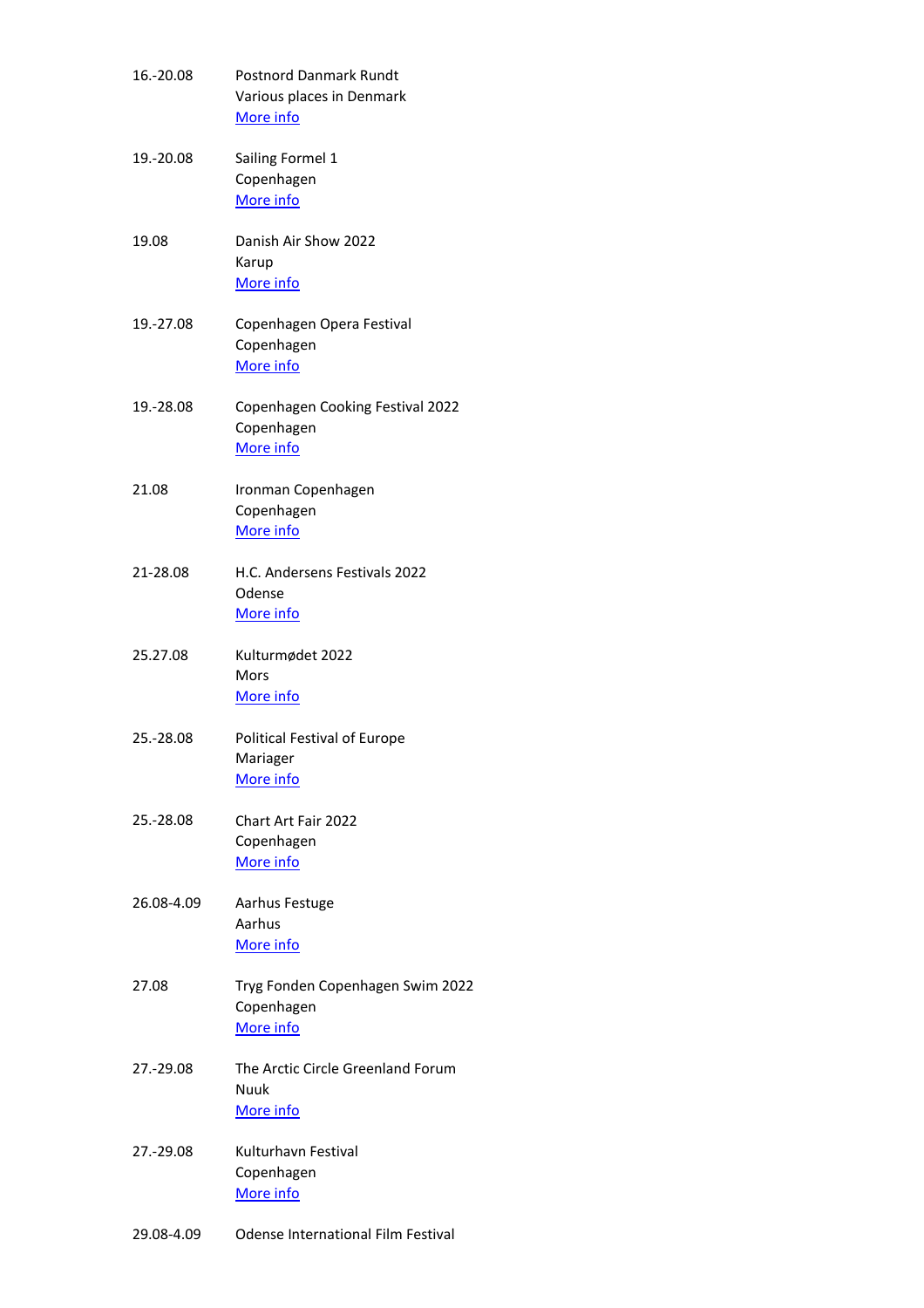16.-20.08 Postnord Danmark Rundt
Various places in Denmark
[More info]

19.-20.08 Sailing Formel 1
Copenhagen
[More info]

19.08 Danish Air Show 2022
Karup
[More info]

19.-27.08 Copenhagen Opera Festival
Copenhagen
[More info]

19.-28.08 Copenhagen Cooking Festival 2022
Copenhagen
[More info]

21.08 Ironman Copenhagen
Copenhagen
[More info]

21-28.08 H.C. Andersens Festivals 2022
Odense
[More info]

25.27.08 Kulturmødet 2022
Mors
[More info]

25.-28.08 Political Festival of Europe
Mariager
[More info]

25.-28.08 Chart Art Fair 2022
Copenhagen
[More info]

26.08-4.09 Aarhus Festuge
Aarhus
[More info]

27.08 Tryg Fonden Copenhagen Swim 2022
Copenhagen
[More info]

27.-29.08 The Arctic Circle Greenland Forum
Nuuk
[More info]

27.-29.08 Kulturhavn Festival
Copenhagen
[More info]

29.08-4.09 Odense International Film Festival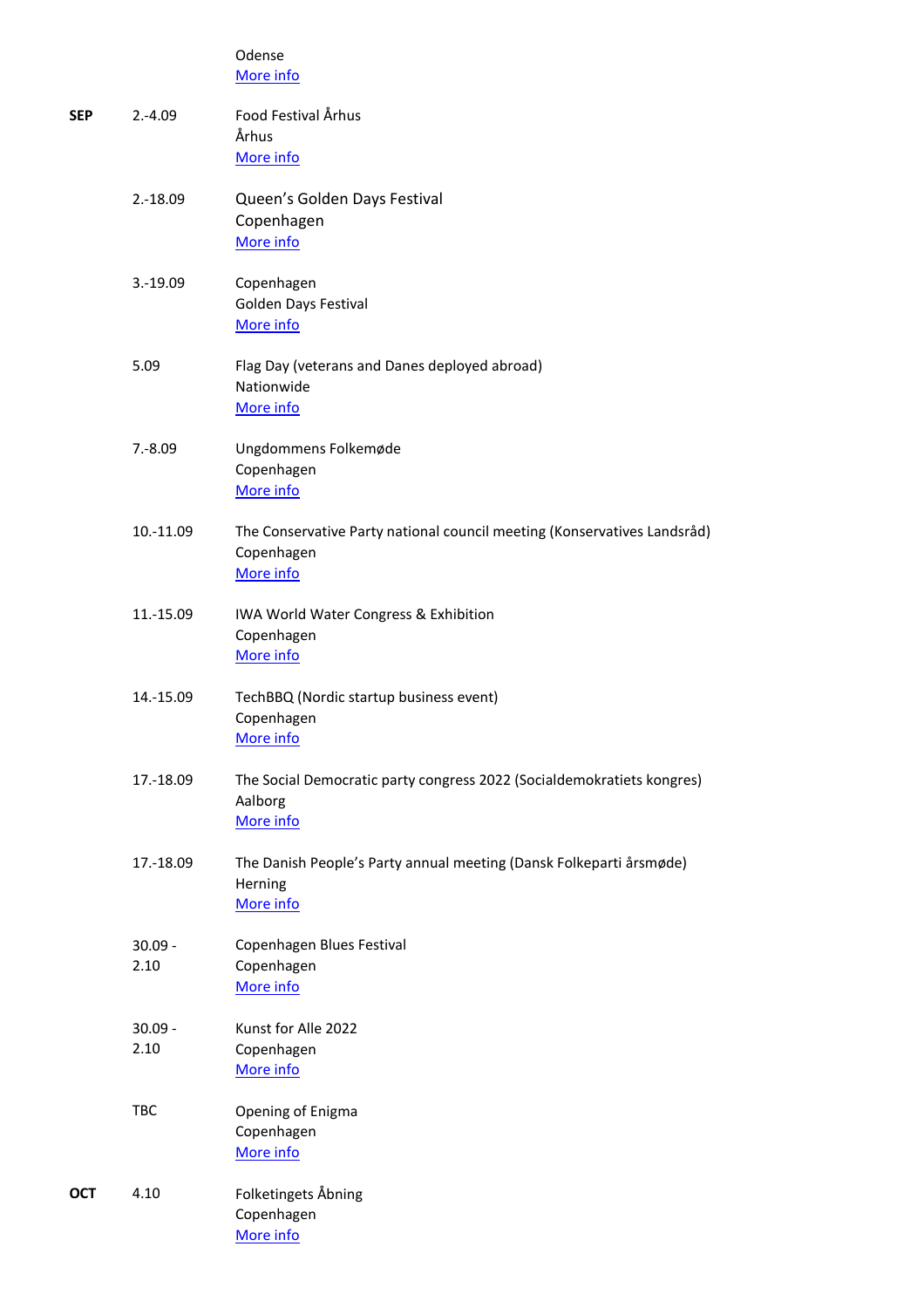| | | |
|---|---|---|
| | | Odense<br>More info |
| **SEP** | 2.-4.09 | Food Festival Århus<br>Århus<br>More info |
| | 2.-18.09 | Queen's Golden Days Festival<br>Copenhagen<br>More info |
| | 3.-19.09 | Copenhagen<br>Golden Days Festival<br>More info |
| | 5.09 | Flag Day (veterans and Danes deployed abroad)<br>Nationwide<br>More info |
| | 7.-8.09 | Ungdommens Folkemøde<br>Copenhagen<br>More info |
| | 10.-11.09 | The Conservative Party national council meeting (Konservatives Landsråd)<br>Copenhagen<br>More info |
| | 11.-15.09 | IWA World Water Congress & Exhibition<br>Copenhagen<br>More info |
| | 14.-15.09 | TechBBQ (Nordic startup business event)<br>Copenhagen<br>More info |
| | 17.-18.09 | The Social Democratic party congress 2022 (Socialdemokratiets kongres)<br>Aalborg<br>More info |
| | 17.-18.09 | The Danish People's Party annual meeting (Dansk Folkeparti årsmøde)<br>Herning<br>More info |
| | 30.09 - 2.10 | Copenhagen Blues Festival<br>Copenhagen<br>More info |
| | 30.09 - 2.10 | Kunst for Alle 2022<br>Copenhagen<br>More info |
| | TBC | Opening of Enigma<br>Copenhagen<br>More info |
| **OCT** | 4.10 | Folketingets Åbning<br>Copenhagen<br>More info |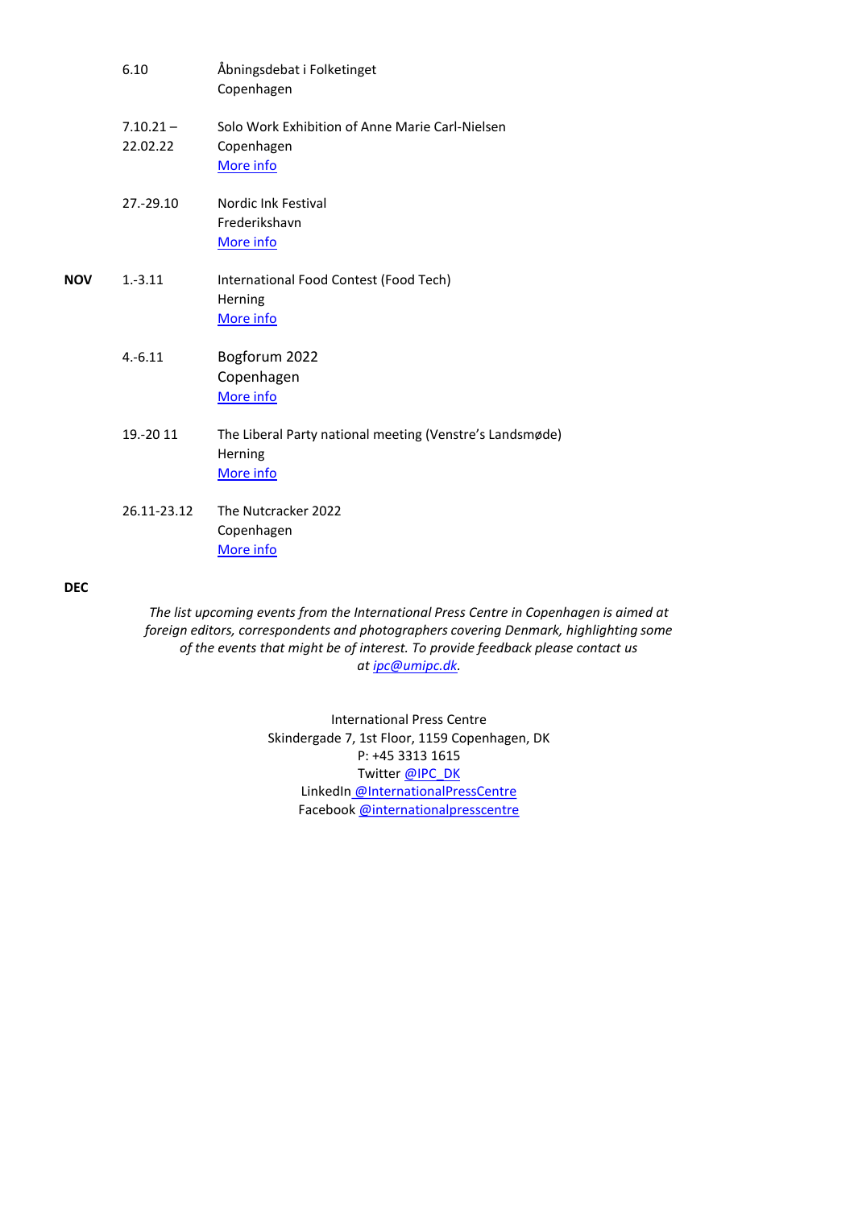| | | |
|---|---|---|
| | 6.10 | Åbningsdebat i Folketinget<br>Copenhagen |
| | 7.10.21 –<br>22.02.22 | Solo Work Exhibition of Anne Marie Carl-Nielsen<br>Copenhagen<br>More info |
| | 27.-29.10 | Nordic Ink Festival<br>Frederikshavn<br>More info |
| **NOV** | 1.-3.11 | International Food Contest (Food Tech)<br>Herning<br>More info |
| | 4.-6.11 | Bogforum 2022<br>Copenhagen<br>More info |
| | 19.-20 11 | The Liberal Party national meeting (Venstre's Landsmøde)<br>Herning<br>More info |
| | 26.11-23.12 | The Nutcracker 2022<br>Copenhagen<br>More info |
| **DEC** | | |

*The list upcoming events from the International Press Centre in Copenhagen is aimed at foreign editors, correspondents and photographers covering Denmark, highlighting some of the events that might be of interest. To provide feedback please contact us at ipc@umipc.dk.*

International Press Centre
Skindergade 7, 1st Floor, 1159 Copenhagen, DK
P: +45 3313 1615
Twitter @IPC_DK
LinkedIn @InternationalPressCentre
Facebook @internationalpresscentre